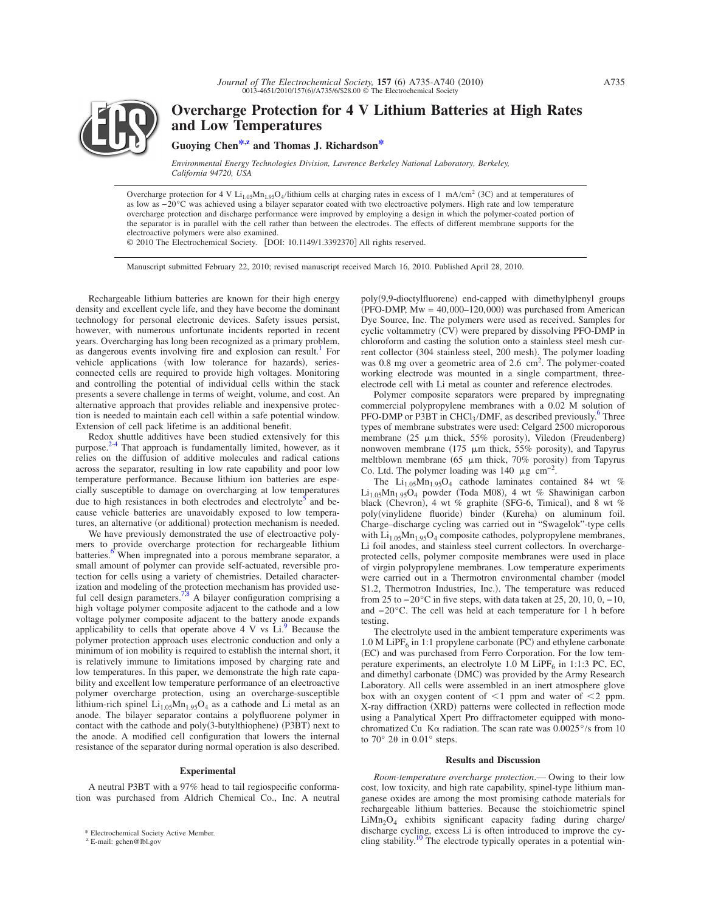# Overcharge Protection for 4 V Lithium Batteries at High Rates and Low Temperatures

**Guoying Chen*,z and Thomas J. Richardson***

*Environmental Energy Technologies Division, Lawrence Berkeley National Laboratory, Berkeley, California 94720, USA*

Overcharge protection for 4 V $Li_{1.05}Mn_{1.95}O_4$/lithium cells at charging rates in excess of 1 $mA/cm^2$ (3C) and at temperatures of as low as −20°C was achieved using a bilayer separator coated with two electroactive polymers. High rate and low temperature overcharge protection and discharge performance were improved by employing a design in which the polymer-coated portion of the separator is in parallel with the cell rather than between the electrodes. The effects of different membrane supports for the electroactive polymers were also examined.

© 2010 The Electrochemical Society. [DOI: 10.1149/1.3392370] All rights reserved.

Manuscript submitted February 22, 2010; revised manuscript received March 16, 2010. Published April 28, 2010.

Rechargeable lithium batteries are known for their high energy density and excellent cycle life, and they have become the dominant technology for personal electronic devices. Safety issues persist, however, with numerous unfortunate incidents reported in recent years. Overcharging has long been recognized as a primary problem, as dangerous events involving fire and explosion can result.[1] For vehicle applications (with low tolerance for hazards), series-connected cells are required to provide high voltages. Monitoring and controlling the potential of individual cells within the stack presents a severe challenge in terms of weight, volume, and cost. An alternative approach that provides reliable and inexpensive protection is needed to maintain each cell within a safe potential window. Extension of cell pack lifetime is an additional benefit.

Redox shuttle additives have been studied extensively for this purpose.[2-4] That approach is fundamentally limited, however, as it relies on the diffusion of additive molecules and radical cations across the separator, resulting in low rate capability and poor low temperature performance. Because lithium ion batteries are especially susceptible to damage on overcharging at low temperatures due to high resistances in both electrodes and electrolyte[5] and because vehicle batteries are unavoidably exposed to low temperatures, an alternative (or additional) protection mechanism is needed.

We have previously demonstrated the use of electroactive polymers to provide overcharge protection for rechargeable lithium batteries.[6] When impregnated into a porous membrane separator, a small amount of polymer can provide self-actuated, reversible protection for cells using a variety of chemistries. Detailed characterization and modeling of the protection mechanism has provided useful cell design parameters.[7,8] A bilayer configuration comprising a high voltage polymer composite adjacent to the cathode and a low voltage polymer composite adjacent to the battery anode expands applicability to cells that operate above 4 V vs Li.[9] Because the polymer protection approach uses electronic conduction and only a minimum of ion mobility is required to establish the internal short, it is relatively immune to limitations imposed by charging rate and low temperatures. In this paper, we demonstrate the high rate capability and excellent low temperature performance of an electroactive polymer overcharge protection, using an overcharge-susceptible lithium-rich spinel $Li_{1.05}Mn_{1.95}O_4$ as a cathode and Li metal as an anode. The bilayer separator contains a polyfluorene polymer in contact with the cathode and poly(3-butylthiophene) (P3BT) next to the anode. A modified cell configuration that lowers the internal resistance of the separator during normal operation is also described.

## Experimental

A neutral P3BT with a 97% head to tail regiospecific conformation was purchased from Aldrich Chemical Co., Inc. A neutral poly(9,9-dioctylfluorene) end-capped with dimethylphenyl groups (PFO-DMP, Mw = 40,000–120,000) was purchased from American Dye Source, Inc. The polymers were used as received. Samples for cyclic voltammetry (CV) were prepared by dissolving PFO-DMP in chloroform and casting the solution onto a stainless steel mesh current collector (304 stainless steel, 200 mesh). The polymer loading was 0.8 mg over a geometric area of 2.6 $cm^2$. The polymer-coated working electrode was mounted in a single compartment, three-electrode cell with Li metal as counter and reference electrodes.

Polymer composite separators were prepared by impregnating commercial polypropylene membranes with a 0.02 M solution of PFO-DMP or P3BT in $CHCl_3$/DMF, as described previously.[6] Three types of membrane substrates were used: Celgard 2500 microporous membrane (25 μm thick, 55% porosity), Viledon (Freudenberg) nonwoven membrane (175 μm thick, 55% porosity), and Tapyrus meltblown membrane (65 μm thick, 70% porosity) from Tapyrus Co. Ltd. The polymer loading was 140 μg $cm^{-2}$.

The $Li_{1.05}Mn_{1.95}O_4$ cathode laminates contained 84 wt % $Li_{1.05}Mn_{1.95}O_4$ powder (Toda M08), 4 wt % Shawinigan carbon black (Chevron), 4 wt % graphite (SFG-6, Timical), and 8 wt % poly(vinylidene fluoride) binder (Kureha) on aluminum foil. Charge–discharge cycling was carried out in "Swagelok"-type cells with $Li_{1.05}Mn_{1.95}O_4$ composite cathodes, polypropylene membranes, Li foil anodes, and stainless steel current collectors. In overcharge-protected cells, polymer composite membranes were used in place of virgin polypropylene membranes. Low temperature experiments were carried out in a Thermotron environmental chamber (model S1.2, Thermotron Industries, Inc.). The temperature was reduced from 25 to −20°C in five steps, with data taken at 25, 20, 10, 0, −10, and −20°C. The cell was held at each temperature for 1 h before testing.

The electrolyte used in the ambient temperature experiments was 1.0 M $LiPF_6$ in 1:1 propylene carbonate (PC) and ethylene carbonate (EC) and was purchased from Ferro Corporation. For the low temperature experiments, an electrolyte 1.0 M $LiPF_6$ in 1:1:3 PC, EC, and dimethyl carbonate (DMC) was provided by the Army Research Laboratory. All cells were assembled in an inert atmosphere glove box with an oxygen content of <1 ppm and water of <2 ppm. X-ray diffraction (XRD) patterns were collected in reflection mode using a Panalytical Xpert Pro diffractometer equipped with monochromatized Cu Kα radiation. The scan rate was 0.0025°/s from 10 to 70° 2θ in 0.01° steps.

## Results and Discussion

*Room-temperature overcharge protection.*— Owing to their low cost, low toxicity, and high rate capability, spinel-type lithium manganese oxides are among the most promising cathode materials for rechargeable lithium batteries. Because the stoichiometric spinel $LiMn_2O_4$ exhibits significant capacity fading during charge/discharge cycling, excess Li is often introduced to improve the cycling stability.[10] The electrode typically operates in a potential win-

\* Electrochemical Society Active Member.

z E-mail: gchen@lbl.gov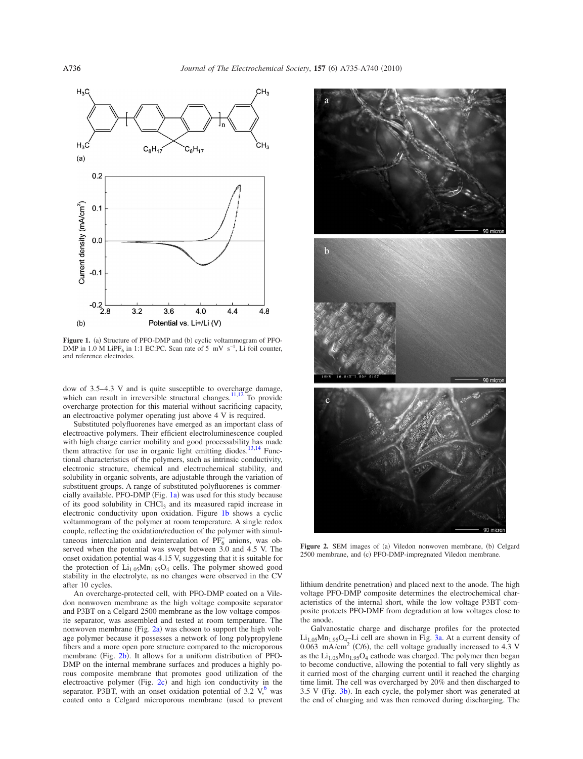**Figure 1.** (a) Structure of PFO-DMP and (b) cyclic voltammogram of PFO-DMP in 1.0 M $LiPF_6$ in 1:1 EC:PC. Scan rate of 5 mV $s^{-1}$, Li foil counter, and reference electrodes.

dow of 3.5–4.3 V and is quite susceptible to overcharge damage, which can result in irreversible structural changes.[11,12] To provide overcharge protection for this material without sacrificing capacity, an electroactive polymer operating just above 4 V is required.

Substituted polyfluorenes have emerged as an important class of electroactive polymers. Their efficient electroluminescence coupled with high charge carrier mobility and good processability has made them attractive for use in organic light emitting diodes.[13,14] Functional characteristics of the polymers, such as intrinsic conductivity, electronic structure, chemical and electrochemical stability, and solubility in organic solvents, are adjustable through the variation of substituent groups. A range of substituted polyfluorenes is commercially available. PFO-DMP (Fig. 1a) was used for this study because of its good solubility in $CHCl_3$ and its measured rapid increase in electronic conductivity upon oxidation. Figure 1b shows a cyclic voltammogram of the polymer at room temperature. A single redox couple, reflecting the oxidation/reduction of the polymer with simultaneous intercalation and deintercalation of $PF_6^-$ anions, was observed when the potential was swept between 3.0 and 4.5 V. The onset oxidation potential was 4.15 V, suggesting that it is suitable for the protection of $Li_{1.05}Mn_{1.95}O_4$ cells. The polymer showed good stability in the electrolyte, as no changes were observed in the CV after 10 cycles.

An overcharge-protected cell, with PFO-DMP coated on a Viledon nonwoven membrane as the high voltage composite separator and P3BT on a Celgard 2500 membrane as the low voltage composite separator, was assembled and tested at room temperature. The nonwoven membrane (Fig. 2a) was chosen to support the high voltage polymer because it possesses a network of long polypropylene fibers and a more open pore structure compared to the microporous membrane (Fig. 2b). It allows for a uniform distribution of PFO-DMP on the internal membrane surfaces and produces a highly porous composite membrane that promotes good utilization of the electroactive polymer (Fig. 2c) and high ion conductivity in the separator. P3BT, with an onset oxidation potential of 3.2 V,[6] was coated onto a Celgard microporous membrane (used to prevent lithium dendrite penetration) and placed next to the anode. The high voltage PFO-DMP composite determines the electrochemical characteristics of the internal short, while the low voltage P3BT composite protects PFO-DMF from degradation at low voltages close to the anode.

**Figure 2.** SEM images of (a) Viledon nonwoven membrane, (b) Celgard 2500 membrane, and (c) PFO-DMP-impregnated Viledon membrane.

Galvanostatic charge and discharge profiles for the protected $Li_{1.05}Mn_{1.95}O_4$–Li cell are shown in Fig. 3a. At a current density of 0.063 $mA/cm^2$ (C/6), the cell voltage gradually increased to 4.3 V as the $Li_{1.05}Mn_{1.95}O_4$ cathode was charged. The polymer then began to become conductive, allowing the potential to fall very slightly as it carried most of the charging current until it reached the charging time limit. The cell was overcharged by 20% and then discharged to 3.5 V (Fig. 3b). In each cycle, the polymer short was generated at the end of charging and was then removed during discharging. The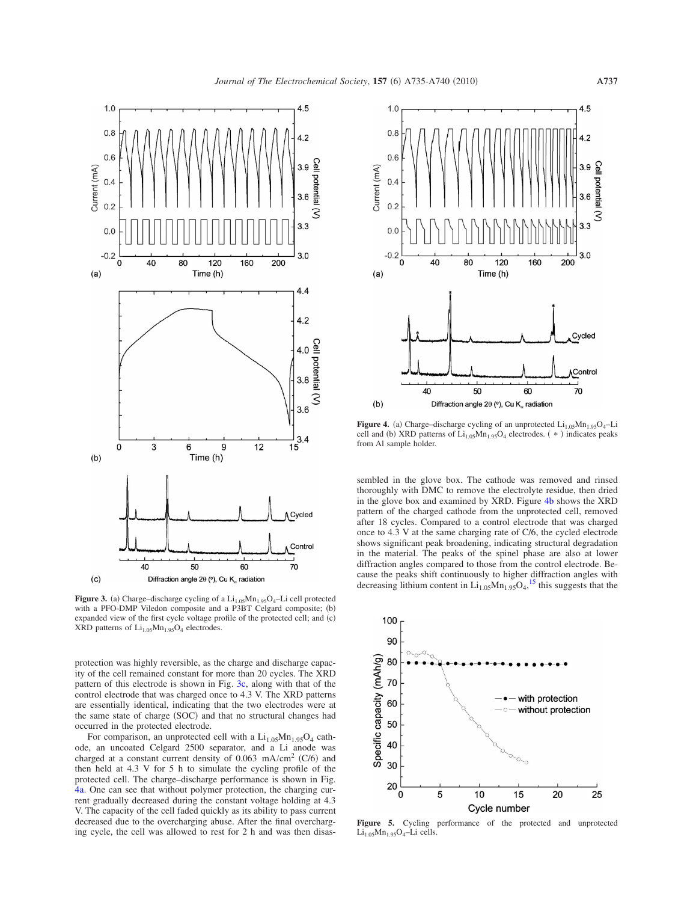**Figure 3.** (a) Charge–discharge cycling of a $Li_{1.05}Mn_{1.95}O_4$–Li cell protected with a PFO-DMP Viledon composite and a P3BT Celgard composite; (b) expanded view of the first cycle voltage profile of the protected cell; and (c) XRD patterns of $Li_{1.05}Mn_{1.95}O_4$ electrodes.

protection was highly reversible, as the charge and discharge capacity of the cell remained constant for more than 20 cycles. The XRD pattern of this electrode is shown in Fig. 3c, along with that of the control electrode that was charged once to 4.3 V. The XRD patterns are essentially identical, indicating that the two electrodes were at the same state of charge (SOC) and that no structural changes had occurred in the protected electrode.

For comparison, an unprotected cell with a $Li_{1.05}Mn_{1.95}O_4$ cathode, an uncoated Celgard 2500 separator, and a Li anode was charged at a constant current density of 0.063 $mA/cm^2$ (C/6) and then held at 4.3 V for 5 h to simulate the cycling profile of the protected cell. The charge–discharge performance is shown in Fig. 4a. One can see that without polymer protection, the charging current gradually decreased during the constant voltage holding at 4.3 V. The capacity of the cell faded quickly as its ability to pass current decreased due to the overcharging abuse. After the final overcharging cycle, the cell was allowed to rest for 2 h and was then disassembled in the glove box. The cathode was removed and rinsed thoroughly with DMC to remove the electrolyte residue, then dried in the glove box and examined by XRD. Figure 4b shows the XRD pattern of the charged cathode from the unprotected cell, removed after 18 cycles. Compared to a control electrode that was charged once to 4.3 V at the same charging rate of C/6, the cycled electrode shows significant peak broadening, indicating structural degradation in the material. The peaks of the spinel phase are also at lower diffraction angles compared to those from the control electrode. Because the peaks shift continuously to higher diffraction angles with decreasing lithium content in $Li_{1.05}Mn_{1.95}O_4$,[15] this suggests that the

**Figure 4.** (a) Charge–discharge cycling of an unprotected $Li_{1.05}Mn_{1.95}O_4$–Li cell and (b) XRD patterns of $Li_{1.05}Mn_{1.95}O_4$ electrodes. ( * ) indicates peaks from Al sample holder.

**Figure 5.** Cycling performance of the protected and unprotected $Li_{1.05}Mn_{1.95}O_4$–Li cells.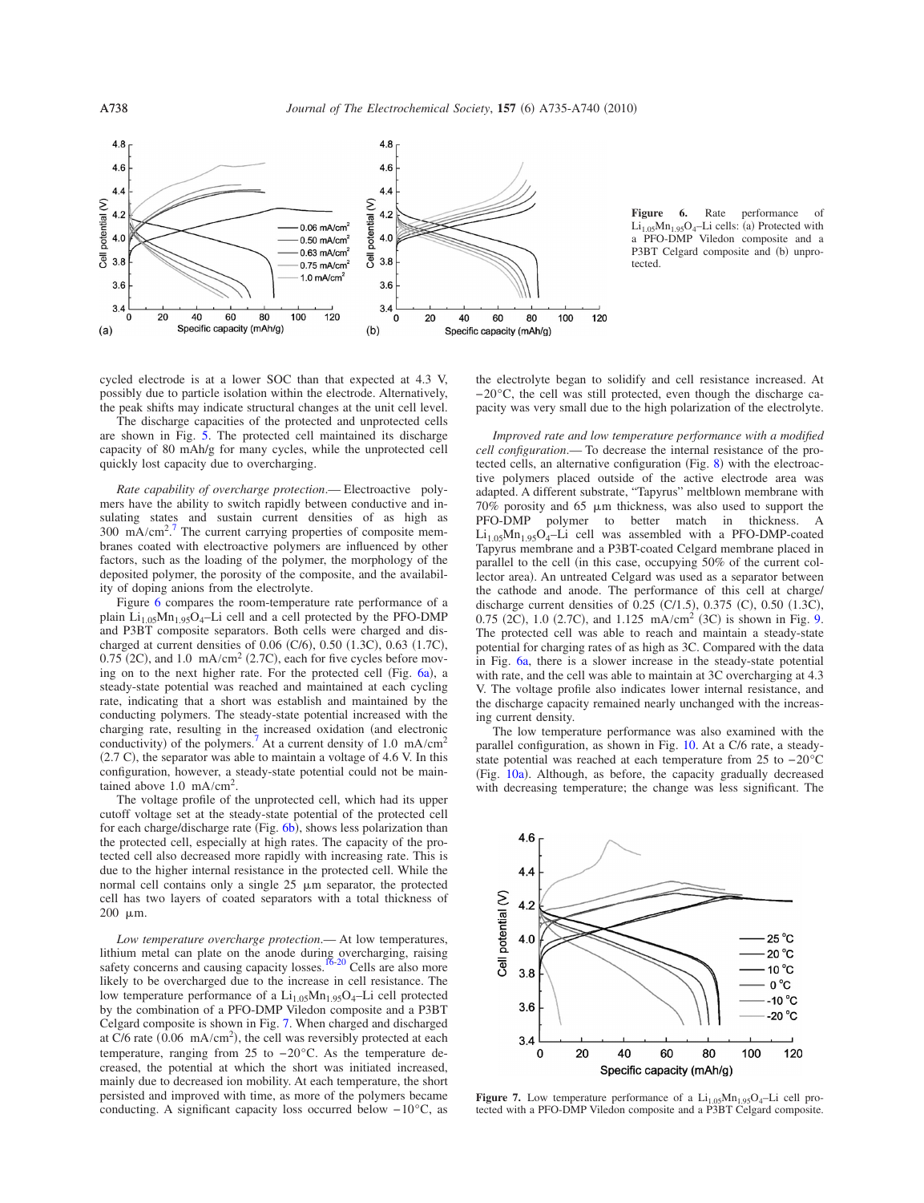Figure 6. Rate performance of $Li_{1.05}Mn_{1.95}O_4$–Li cells: (a) Protected with a PFO-DMP Viledon composite and a P3BT Celgard composite and (b) unprotected.

cycled electrode is at a lower SOC than that expected at 4.3 V, possibly due to particle isolation within the electrode. Alternatively, the peak shifts may indicate structural changes at the unit cell level.

The discharge capacities of the protected and unprotected cells are shown in Fig. 5. The protected cell maintained its discharge capacity of 80 mAh/g for many cycles, while the unprotected cell quickly lost capacity due to overcharging.

*Rate capability of overcharge protection.*— Electroactive polymers have the ability to switch rapidly between conductive and insulating states and sustain current densities of as high as 300 $mA/cm^2$.[7] The current carrying properties of composite membranes coated with electroactive polymers are influenced by other factors, such as the loading of the polymer, the morphology of the deposited polymer, the porosity of the composite, and the availability of doping anions from the electrolyte.

Figure 6 compares the room-temperature rate performance of a plain $Li_{1.05}Mn_{1.95}O_4$–Li cell and a cell protected by the PFO-DMP and P3BT composite separators. Both cells were charged and discharged at current densities of 0.06 (C/6), 0.50 (1.3C), 0.63 (1.7C), 0.75 (2C), and 1.0 $mA/cm^2$ (2.7C), each for five cycles before moving on to the next higher rate. For the protected cell (Fig. 6a), a steady-state potential was reached and maintained at each cycling rate, indicating that a short was establish and maintained by the conducting polymers. The steady-state potential increased with the charging rate, resulting in the increased oxidation (and electronic conductivity) of the polymers.[7] At a current density of 1.0 $mA/cm^2$ (2.7 C), the separator was able to maintain a voltage of 4.6 V. In this configuration, however, a steady-state potential could not be maintained above 1.0 $mA/cm^2$.

The voltage profile of the unprotected cell, which had its upper cutoff voltage set at the steady-state potential of the protected cell for each charge/discharge rate (Fig. 6b), shows less polarization than the protected cell, especially at high rates. The capacity of the protected cell also decreased more rapidly with increasing rate. This is due to the higher internal resistance in the protected cell. While the normal cell contains only a single 25 μm separator, the protected cell has two layers of coated separators with a total thickness of 200 μm.

*Low temperature overcharge protection.*— At low temperatures, lithium metal can plate on the anode during overcharging, raising safety concerns and causing capacity losses.[16-20] Cells are also more likely to be overcharged due to the increase in cell resistance. The low temperature performance of a $Li_{1.05}Mn_{1.95}O_4$–Li cell protected by the combination of a PFO-DMP Viledon composite and a P3BT Celgard composite is shown in Fig. 7. When charged and discharged at C/6 rate (0.06 $mA/cm^2$), the cell was reversibly protected at each temperature, ranging from 25 to −20°C. As the temperature decreased, the potential at which the short was initiated increased, mainly due to decreased ion mobility. At each temperature, the short persisted and improved with time, as more of the polymers became conducting. A significant capacity loss occurred below −10°C, as the electrolyte began to solidify and cell resistance increased. At −20°C, the cell was still protected, even though the discharge capacity was very small due to the high polarization of the electrolyte.

*Improved rate and low temperature performance with a modified cell configuration.*— To decrease the internal resistance of the protected cells, an alternative configuration (Fig. 8) with the electroactive polymers placed outside of the active electrode area was adapted. A different substrate, "Tapyrus" meltblown membrane with 70% porosity and 65 μm thickness, was also used to support the PFO-DMP polymer to better match in thickness. A $Li_{1.05}Mn_{1.95}O_4$–Li cell was assembled with a PFO-DMP-coated Tapyrus membrane and a P3BT-coated Celgard membrane placed in parallel to the cell (in this case, occupying 50% of the current collector area). An untreated Celgard was used as a separator between the cathode and anode. The performance of this cell at charge/discharge current densities of 0.25 (C/1.5), 0.375 (C), 0.50 (1.3C), 0.75 (2C), 1.0 (2.7C), and 1.125 $mA/cm^2$ (3C) is shown in Fig. 9. The protected cell was able to reach and maintain a steady-state potential for charging rates of as high as 3C. Compared with the data in Fig. 6a, there is a slower increase in the steady-state potential with rate, and the cell was able to maintain at 3C overcharging at 4.3 V. The voltage profile also indicates lower internal resistance, and the discharge capacity remained nearly unchanged with the increasing current density.

The low temperature performance was also examined with the parallel configuration, as shown in Fig. 10. At a C/6 rate, a steady-state potential was reached at each temperature from 25 to −20°C (Fig. 10a). Although, as before, the capacity gradually decreased with decreasing temperature; the change was less significant. The

Figure 7. Low temperature performance of a $Li_{1.05}Mn_{1.95}O_4$–Li cell protected with a PFO-DMP Viledon composite and a P3BT Celgard composite.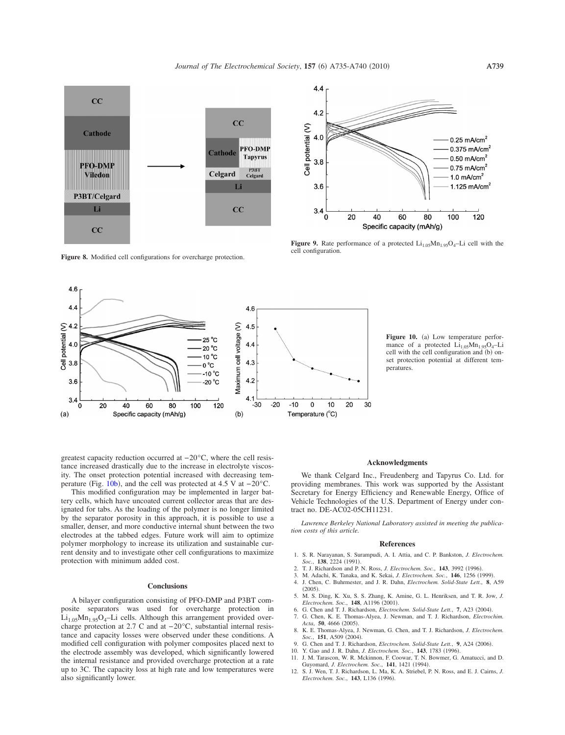Figure 8. Modified cell configurations for overcharge protection.

Figure 9. Rate performance of a protected $Li_{1.05}Mn_{1.95}O_4$–Li cell with the cell configuration.

Figure 10. (a) Low temperature performance of a protected $Li_{1.05}Mn_{1.95}O_4$–Li cell with the cell configuration and (b) onset protection potential at different temperatures.

greatest capacity reduction occurred at −20°C, where the cell resistance increased drastically due to the increase in electrolyte viscosity. The onset protection potential increased with decreasing temperature (Fig. 10b), and the cell was protected at 4.5 V at −20°C.

This modified configuration may be implemented in larger battery cells, which have uncoated current collector areas that are designated for tabs. As the loading of the polymer is no longer limited by the separator porosity in this approach, it is possible to use a smaller, denser, and more conductive internal shunt between the two electrodes at the tabbed edges. Future work will aim to optimize polymer morphology to increase its utilization and sustainable current density and to investigate other cell configurations to maximize protection with minimum added cost.

## Conclusions

A bilayer configuration consisting of PFO-DMP and P3BT composite separators was used for overcharge protection in $Li_{1.05}Mn_{1.95}O_4$–Li cells. Although this arrangement provided overcharge protection at 2.7 C and at −20°C, substantial internal resistance and capacity losses were observed under these conditions. A modified cell configuration with polymer composites placed next to the electrode assembly was developed, which significantly lowered the internal resistance and provided overcharge protection at a rate up to 3C. The capacity loss at high rate and low temperatures were also significantly lower.

## Acknowledgments

We thank Celgard Inc., Freudenberg and Tapyrus Co. Ltd. for providing membranes. This work was supported by the Assistant Secretary for Energy Efficiency and Renewable Energy, Office of Vehicle Technologies of the U.S. Department of Energy under contract no. DE-AC02-05CH11231.

*Lawrence Berkeley National Laboratory assisted in meeting the publication costs of this article.*

## References

1. S. R. Narayanan, S. Surampudi, A. I. Attia, and C. P. Bankston, *J. Electrochem. Soc.*, **138**, 2224 (1991).
2. T. J. Richardson and P. N. Ross, *J. Electrochem. Soc.*, **143**, 3992 (1996).
3. M. Adachi, K. Tanaka, and K. Sekai, *J. Electrochem. Soc.*, **146**, 1256 (1999).
4. J. Chen, C. Buhrmester, and J. R. Dahn, *Electrochem. Solid-State Lett.*, **8**, A59 (2005).
5. M. S. Ding, K. Xu, S. S. Zhang, K. Amine, G. L. Henriksen, and T. R. Jow, *J. Electrochem. Soc.*, **148**, A1196 (2001).
6. G. Chen and T. J. Richardson, *Electrochem. Solid-State Lett.*, **7**, A23 (2004).
7. G. Chen, K. E. Thomas-Alyea, J. Newman, and T. J. Richardson, *Electrochim. Acta*, **50**, 4666 (2005).
8. K. E. Thomas-Alyea, J. Newman, G. Chen, and T. J. Richardson, *J. Electrochem. Soc.*, **151**, A509 (2004).
9. G. Chen and T. J. Richardson, *Electrochem. Solid-State Lett.*, **9**, A24 (2006).
10. Y. Gao and J. R. Dahn, *J. Electrochem. Soc.*, **143**, 1783 (1996).
11. J. M. Tarascon, W. R. Mckinnon, F. Coowar, T. N. Bowmer, G. Amatucci, and D. Guyomard, *J. Electrochem. Soc.*, **141**, 1421 (1994).
12. S. J. Wen, T. J. Richardson, L. Ma, K. A. Striebel, P. N. Ross, and E. J. Cairns, *J. Electrochem. Soc.*, **143**, L136 (1996).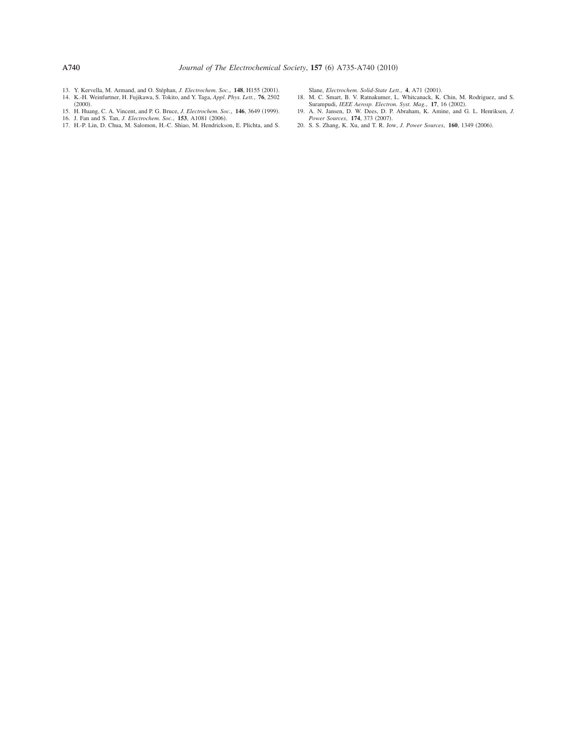13. Y. Kervella, M. Armand, and O. Stéphan, *J. Electrochem. Soc.*, **148**, H155 (2001).
14. K.-H. Weinfurtner, H. Fujikawa, S. Tokito, and Y. Taga, *Appl. Phys. Lett.*, **76**, 2502 (2000).
15. H. Huang, C. A. Vincent, and P. G. Bruce, *J. Electrochem. Soc.*, **146**, 3649 (1999).
16. J. Fan and S. Tan, *J. Electrochem. Soc.*, **153**, A1081 (2006).
17. H.-P. Lin, D. Chua, M. Salomon, H.-C. Shiao, M. Hendrickson, E. Plichta, and S. Slane, *Electrochem. Solid-State Lett.*, **4**, A71 (2001).
18. M. C. Smart, B. V. Ratnakumer, L. Whitcanack, K. Chin, M. Rodriguez, and S. Surampudi, *IEEE Aerosp. Electron. Syst. Mag.*, **17**, 16 (2002).
19. A. N. Jansen, D. W. Dees, D. P. Abraham, K. Amine, and G. L. Henriksen, *J. Power Sources*, **174**, 373 (2007).
20. S. S. Zhang, K. Xu, and T. R. Jow, *J. Power Sources*, **160**, 1349 (2006).